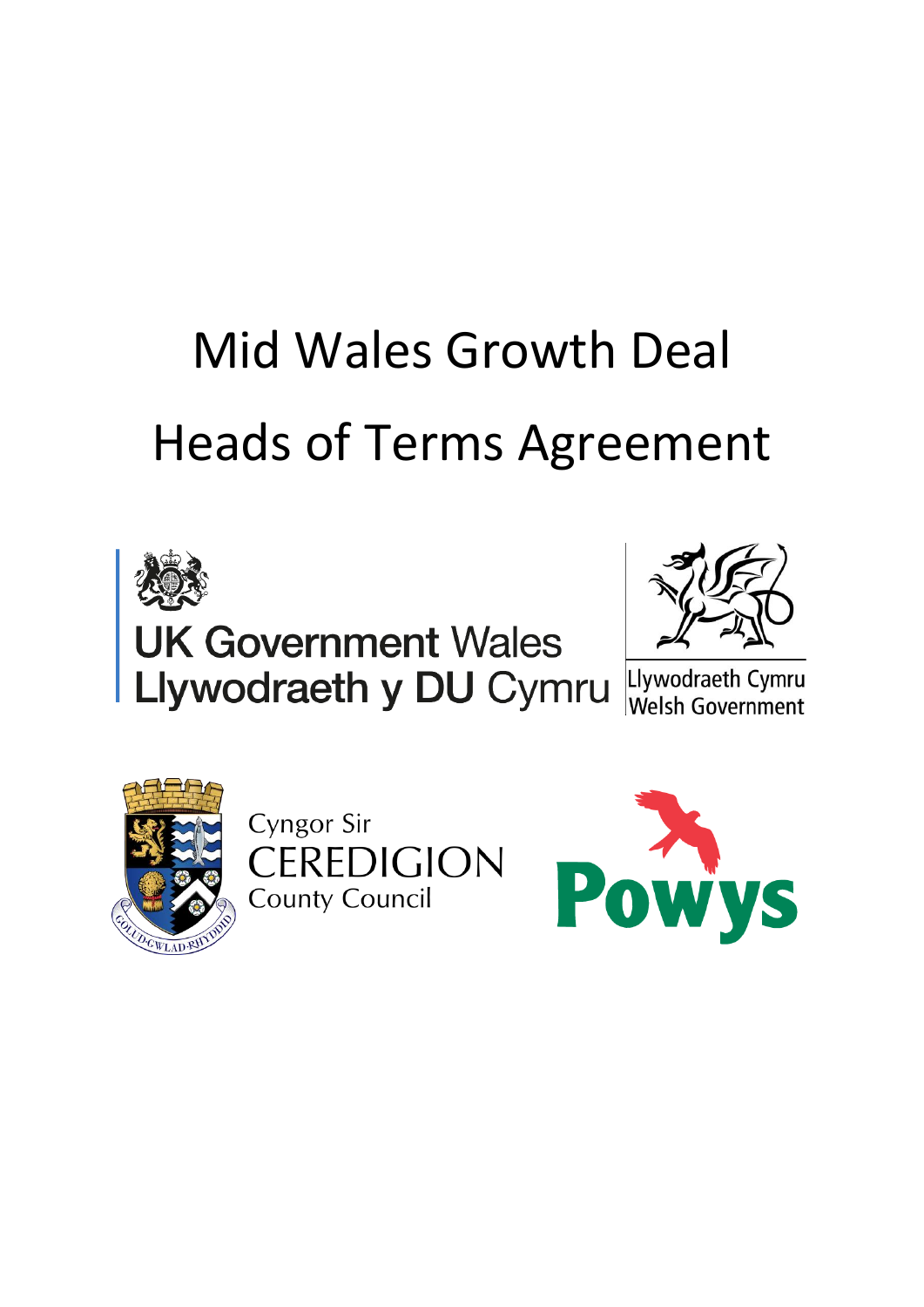# Mid Wales Growth Deal

# Heads of Terms Agreement

UK Government Wales
Llywodraeth y DU Cymru

Llywodraeth Cymru
Welsh Government

Cyngor Sir
CEREDIGION
County Council

Powys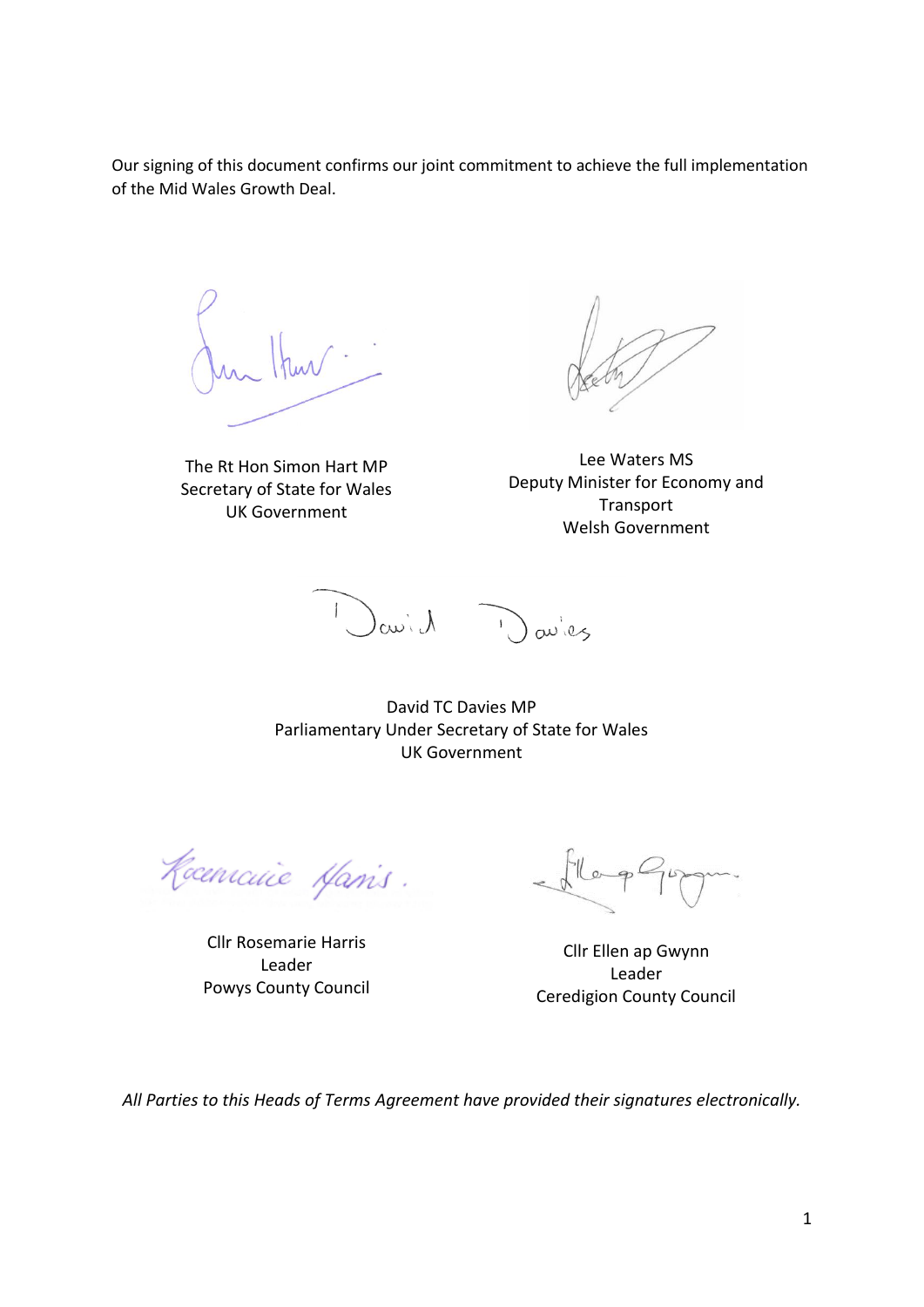Our signing of this document confirms our joint commitment to achieve the full implementation of the Mid Wales Growth Deal.

The Rt Hon Simon Hart MP
Secretary of State for Wales
UK Government

Lee Waters MS
Deputy Minister for Economy and Transport
Welsh Government

David TC Davies MP
Parliamentary Under Secretary of State for Wales
UK Government

Cllr Rosemarie Harris
Leader
Powys County Council

Cllr Ellen ap Gwynn
Leader
Ceredigion County Council

*All Parties to this Heads of Terms Agreement have provided their signatures electronically.*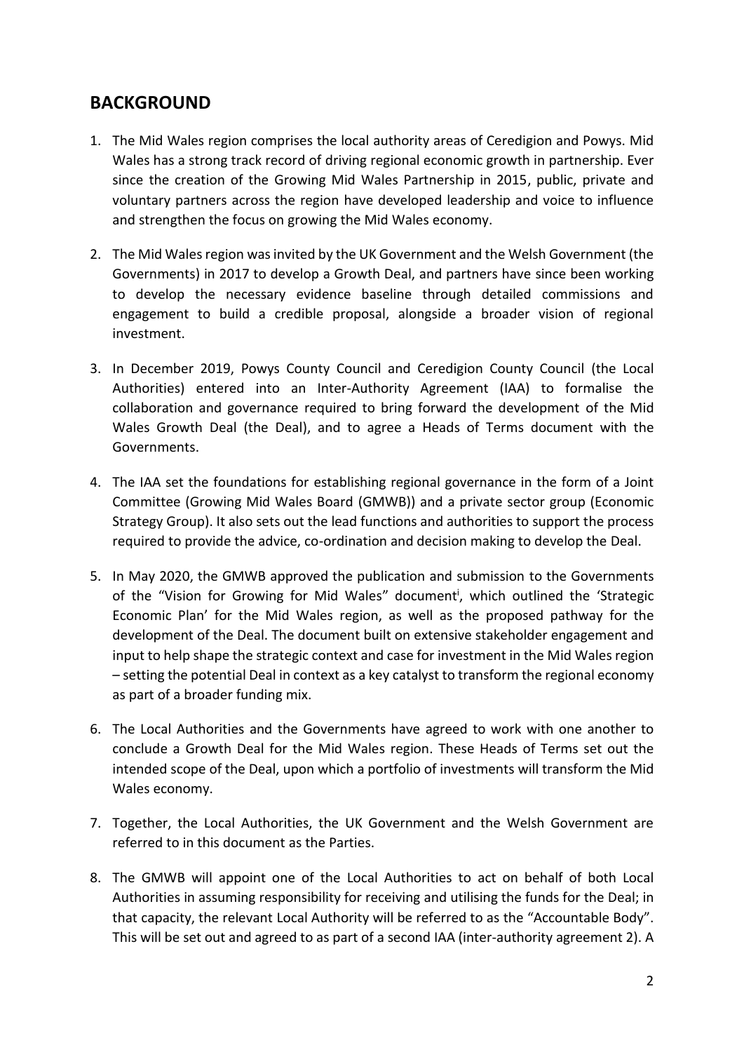## BACKGROUND

1. The Mid Wales region comprises the local authority areas of Ceredigion and Powys. Mid Wales has a strong track record of driving regional economic growth in partnership. Ever since the creation of the Growing Mid Wales Partnership in 2015, public, private and voluntary partners across the region have developed leadership and voice to influence and strengthen the focus on growing the Mid Wales economy.

2. The Mid Wales region was invited by the UK Government and the Welsh Government (the Governments) in 2017 to develop a Growth Deal, and partners have since been working to develop the necessary evidence baseline through detailed commissions and engagement to build a credible proposal, alongside a broader vision of regional investment.

3. In December 2019, Powys County Council and Ceredigion County Council (the Local Authorities) entered into an Inter-Authority Agreement (IAA) to formalise the collaboration and governance required to bring forward the development of the Mid Wales Growth Deal (the Deal), and to agree a Heads of Terms document with the Governments.

4. The IAA set the foundations for establishing regional governance in the form of a Joint Committee (Growing Mid Wales Board (GMWB)) and a private sector group (Economic Strategy Group). It also sets out the lead functions and authorities to support the process required to provide the advice, co-ordination and decision making to develop the Deal.

5. In May 2020, the GMWB approved the publication and submission to the Governments of the "Vision for Growing for Mid Wales" document[i], which outlined the 'Strategic Economic Plan' for the Mid Wales region, as well as the proposed pathway for the development of the Deal. The document built on extensive stakeholder engagement and input to help shape the strategic context and case for investment in the Mid Wales region – setting the potential Deal in context as a key catalyst to transform the regional economy as part of a broader funding mix.

6. The Local Authorities and the Governments have agreed to work with one another to conclude a Growth Deal for the Mid Wales region. These Heads of Terms set out the intended scope of the Deal, upon which a portfolio of investments will transform the Mid Wales economy.

7. Together, the Local Authorities, the UK Government and the Welsh Government are referred to in this document as the Parties.

8. The GMWB will appoint one of the Local Authorities to act on behalf of both Local Authorities in assuming responsibility for receiving and utilising the funds for the Deal; in that capacity, the relevant Local Authority will be referred to as the "Accountable Body". This will be set out and agreed to as part of a second IAA (inter-authority agreement 2). A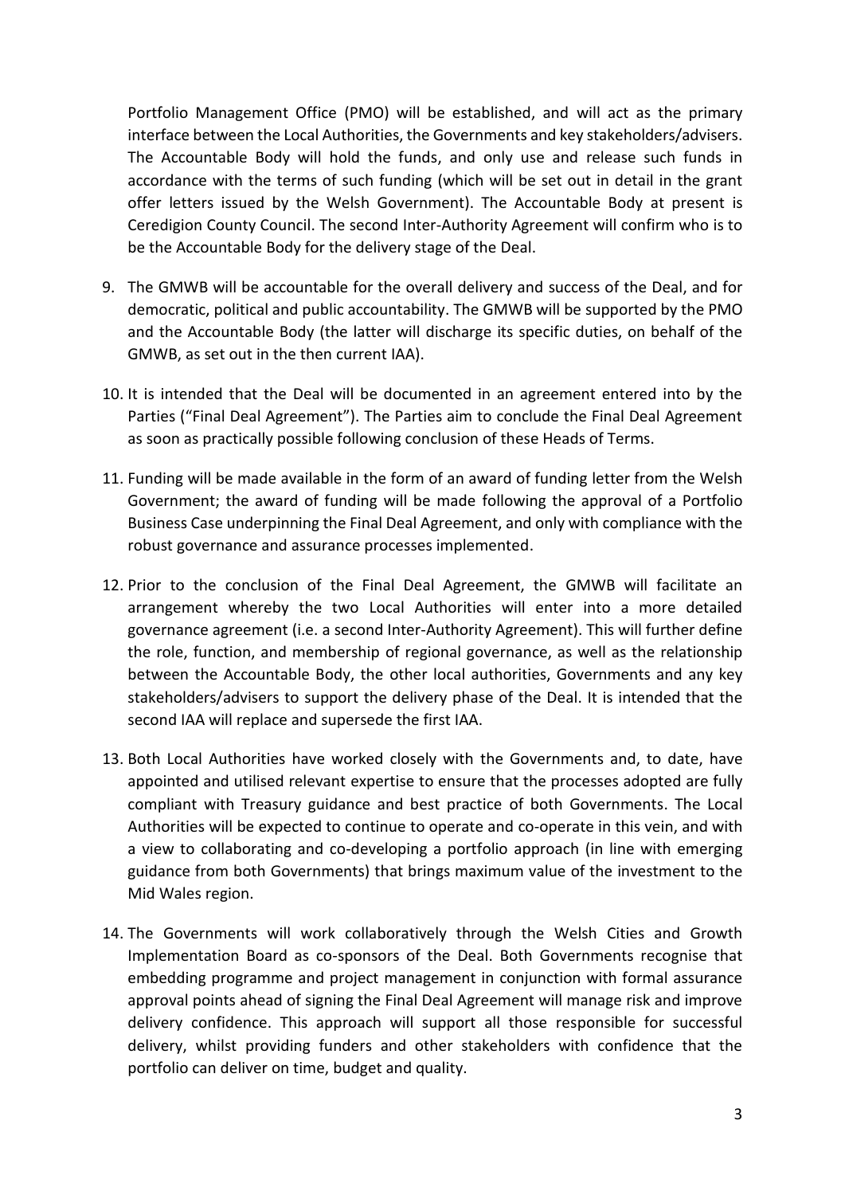Portfolio Management Office (PMO) will be established, and will act as the primary interface between the Local Authorities, the Governments and key stakeholders/advisers. The Accountable Body will hold the funds, and only use and release such funds in accordance with the terms of such funding (which will be set out in detail in the grant offer letters issued by the Welsh Government). The Accountable Body at present is Ceredigion County Council. The second Inter-Authority Agreement will confirm who is to be the Accountable Body for the delivery stage of the Deal.

9. The GMWB will be accountable for the overall delivery and success of the Deal, and for democratic, political and public accountability. The GMWB will be supported by the PMO and the Accountable Body (the latter will discharge its specific duties, on behalf of the GMWB, as set out in the then current IAA).

10. It is intended that the Deal will be documented in an agreement entered into by the Parties ("Final Deal Agreement"). The Parties aim to conclude the Final Deal Agreement as soon as practically possible following conclusion of these Heads of Terms.

11. Funding will be made available in the form of an award of funding letter from the Welsh Government; the award of funding will be made following the approval of a Portfolio Business Case underpinning the Final Deal Agreement, and only with compliance with the robust governance and assurance processes implemented.

12. Prior to the conclusion of the Final Deal Agreement, the GMWB will facilitate an arrangement whereby the two Local Authorities will enter into a more detailed governance agreement (i.e. a second Inter-Authority Agreement). This will further define the role, function, and membership of regional governance, as well as the relationship between the Accountable Body, the other local authorities, Governments and any key stakeholders/advisers to support the delivery phase of the Deal. It is intended that the second IAA will replace and supersede the first IAA.

13. Both Local Authorities have worked closely with the Governments and, to date, have appointed and utilised relevant expertise to ensure that the processes adopted are fully compliant with Treasury guidance and best practice of both Governments. The Local Authorities will be expected to continue to operate and co-operate in this vein, and with a view to collaborating and co-developing a portfolio approach (in line with emerging guidance from both Governments) that brings maximum value of the investment to the Mid Wales region.

14. The Governments will work collaboratively through the Welsh Cities and Growth Implementation Board as co-sponsors of the Deal. Both Governments recognise that embedding programme and project management in conjunction with formal assurance approval points ahead of signing the Final Deal Agreement will manage risk and improve delivery confidence. This approach will support all those responsible for successful delivery, whilst providing funders and other stakeholders with confidence that the portfolio can deliver on time, budget and quality.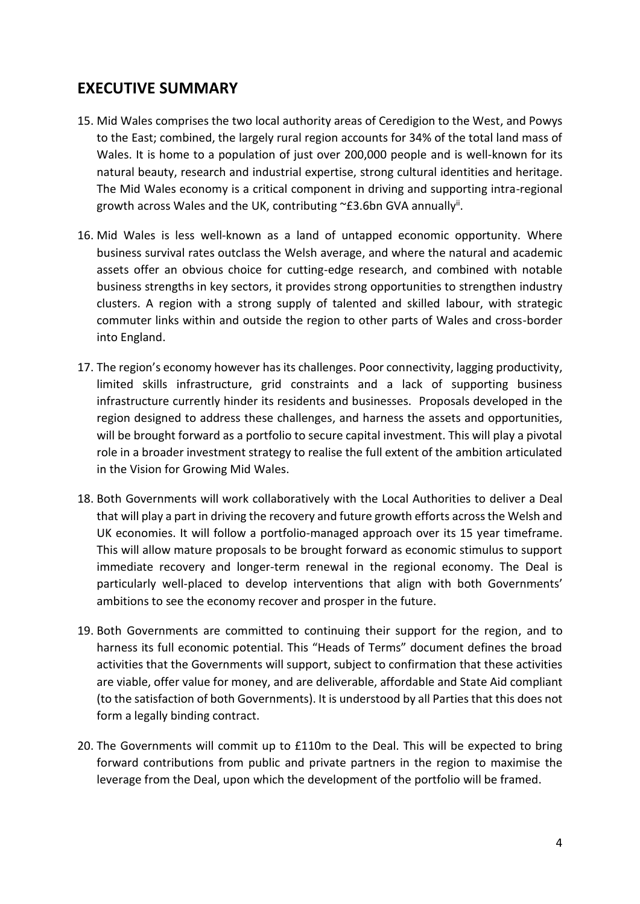## EXECUTIVE SUMMARY

15. Mid Wales comprises the two local authority areas of Ceredigion to the West, and Powys to the East; combined, the largely rural region accounts for 34% of the total land mass of Wales. It is home to a population of just over 200,000 people and is well-known for its natural beauty, research and industrial expertise, strong cultural identities and heritage. The Mid Wales economy is a critical component in driving and supporting intra-regional growth across Wales and the UK, contributing ~£3.6bn GVA annually[ii].

16. Mid Wales is less well-known as a land of untapped economic opportunity. Where business survival rates outclass the Welsh average, and where the natural and academic assets offer an obvious choice for cutting-edge research, and combined with notable business strengths in key sectors, it provides strong opportunities to strengthen industry clusters. A region with a strong supply of talented and skilled labour, with strategic commuter links within and outside the region to other parts of Wales and cross-border into England.

17. The region's economy however has its challenges. Poor connectivity, lagging productivity, limited skills infrastructure, grid constraints and a lack of supporting business infrastructure currently hinder its residents and businesses. Proposals developed in the region designed to address these challenges, and harness the assets and opportunities, will be brought forward as a portfolio to secure capital investment. This will play a pivotal role in a broader investment strategy to realise the full extent of the ambition articulated in the Vision for Growing Mid Wales.

18. Both Governments will work collaboratively with the Local Authorities to deliver a Deal that will play a part in driving the recovery and future growth efforts across the Welsh and UK economies. It will follow a portfolio-managed approach over its 15 year timeframe. This will allow mature proposals to be brought forward as economic stimulus to support immediate recovery and longer-term renewal in the regional economy. The Deal is particularly well-placed to develop interventions that align with both Governments' ambitions to see the economy recover and prosper in the future.

19. Both Governments are committed to continuing their support for the region, and to harness its full economic potential. This "Heads of Terms" document defines the broad activities that the Governments will support, subject to confirmation that these activities are viable, offer value for money, and are deliverable, affordable and State Aid compliant (to the satisfaction of both Governments). It is understood by all Parties that this does not form a legally binding contract.

20. The Governments will commit up to £110m to the Deal. This will be expected to bring forward contributions from public and private partners in the region to maximise the leverage from the Deal, upon which the development of the portfolio will be framed.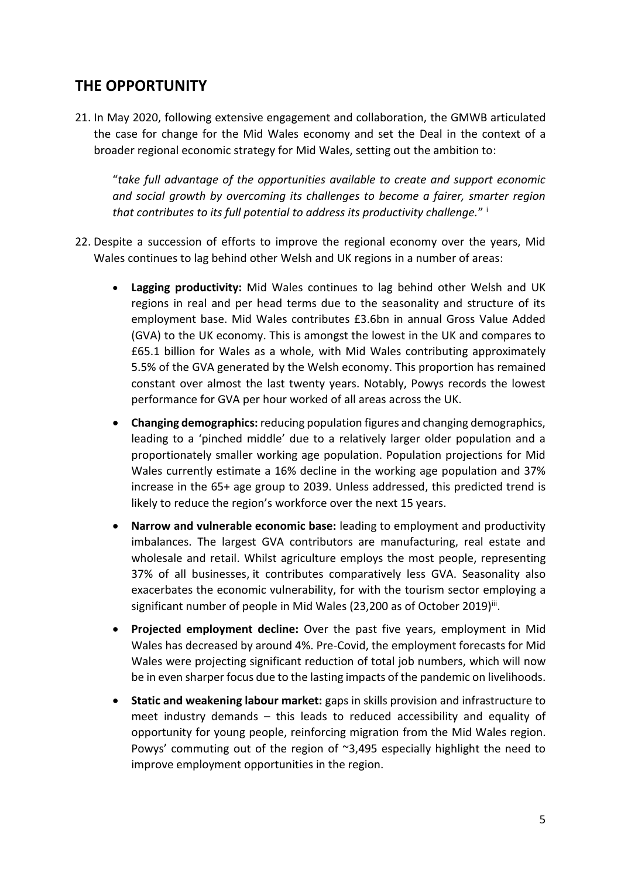## THE OPPORTUNITY

21. In May 2020, following extensive engagement and collaboration, the GMWB articulated the case for change for the Mid Wales economy and set the Deal in the context of a broader regional economic strategy for Mid Wales, setting out the ambition to:

    "*take full advantage of the opportunities available to create and support economic and social growth by overcoming its challenges to become a fairer, smarter region that contributes to its full potential to address its productivity challenge.*" [i]

22. Despite a succession of efforts to improve the regional economy over the years, Mid Wales continues to lag behind other Welsh and UK regions in a number of areas:

    - **Lagging productivity:** Mid Wales continues to lag behind other Welsh and UK regions in real and per head terms due to the seasonality and structure of its employment base. Mid Wales contributes £3.6bn in annual Gross Value Added (GVA) to the UK economy. This is amongst the lowest in the UK and compares to £65.1 billion for Wales as a whole, with Mid Wales contributing approximately 5.5% of the GVA generated by the Welsh economy. This proportion has remained constant over almost the last twenty years. Notably, Powys records the lowest performance for GVA per hour worked of all areas across the UK.
    - **Changing demographics:** reducing population figures and changing demographics, leading to a 'pinched middle' due to a relatively larger older population and a proportionately smaller working age population. Population projections for Mid Wales currently estimate a 16% decline in the working age population and 37% increase in the 65+ age group to 2039. Unless addressed, this predicted trend is likely to reduce the region's workforce over the next 15 years.
    - **Narrow and vulnerable economic base:** leading to employment and productivity imbalances. The largest GVA contributors are manufacturing, real estate and wholesale and retail. Whilst agriculture employs the most people, representing 37% of all businesses, it contributes comparatively less GVA. Seasonality also exacerbates the economic vulnerability, for with the tourism sector employing a significant number of people in Mid Wales (23,200 as of October 2019)[iii].
    - **Projected employment decline:** Over the past five years, employment in Mid Wales has decreased by around 4%. Pre-Covid, the employment forecasts for Mid Wales were projecting significant reduction of total job numbers, which will now be in even sharper focus due to the lasting impacts of the pandemic on livelihoods.
    - **Static and weakening labour market:** gaps in skills provision and infrastructure to meet industry demands – this leads to reduced accessibility and equality of opportunity for young people, reinforcing migration from the Mid Wales region. Powys' commuting out of the region of ~3,495 especially highlight the need to improve employment opportunities in the region.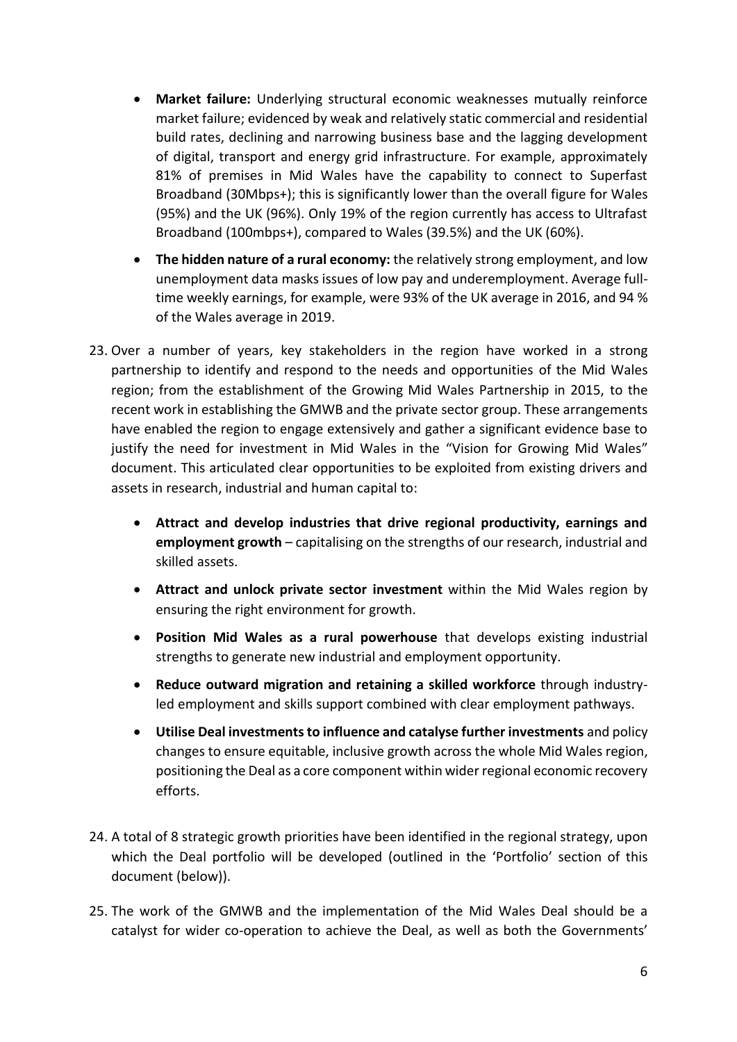- **Market failure:** Underlying structural economic weaknesses mutually reinforce market failure; evidenced by weak and relatively static commercial and residential build rates, declining and narrowing business base and the lagging development of digital, transport and energy grid infrastructure. For example, approximately 81% of premises in Mid Wales have the capability to connect to Superfast Broadband (30Mbps+); this is significantly lower than the overall figure for Wales (95%) and the UK (96%). Only 19% of the region currently has access to Ultrafast Broadband (100mbps+), compared to Wales (39.5%) and the UK (60%).
- **The hidden nature of a rural economy:** the relatively strong employment, and low unemployment data masks issues of low pay and underemployment. Average full-time weekly earnings, for example, were 93% of the UK average in 2016, and 94 % of the Wales average in 2019.

23. Over a number of years, key stakeholders in the region have worked in a strong partnership to identify and respond to the needs and opportunities of the Mid Wales region; from the establishment of the Growing Mid Wales Partnership in 2015, to the recent work in establishing the GMWB and the private sector group. These arrangements have enabled the region to engage extensively and gather a significant evidence base to justify the need for investment in Mid Wales in the "Vision for Growing Mid Wales" document. This articulated clear opportunities to be exploited from existing drivers and assets in research, industrial and human capital to:

    - **Attract and develop industries that drive regional productivity, earnings and employment growth** – capitalising on the strengths of our research, industrial and skilled assets.
    - **Attract and unlock private sector investment** within the Mid Wales region by ensuring the right environment for growth.
    - **Position Mid Wales as a rural powerhouse** that develops existing industrial strengths to generate new industrial and employment opportunity.
    - **Reduce outward migration and retaining a skilled workforce** through industry-led employment and skills support combined with clear employment pathways.
    - **Utilise Deal investments to influence and catalyse further investments** and policy changes to ensure equitable, inclusive growth across the whole Mid Wales region, positioning the Deal as a core component within wider regional economic recovery efforts.

24. A total of 8 strategic growth priorities have been identified in the regional strategy, upon which the Deal portfolio will be developed (outlined in the 'Portfolio' section of this document (below)).

25. The work of the GMWB and the implementation of the Mid Wales Deal should be a catalyst for wider co-operation to achieve the Deal, as well as both the Governments'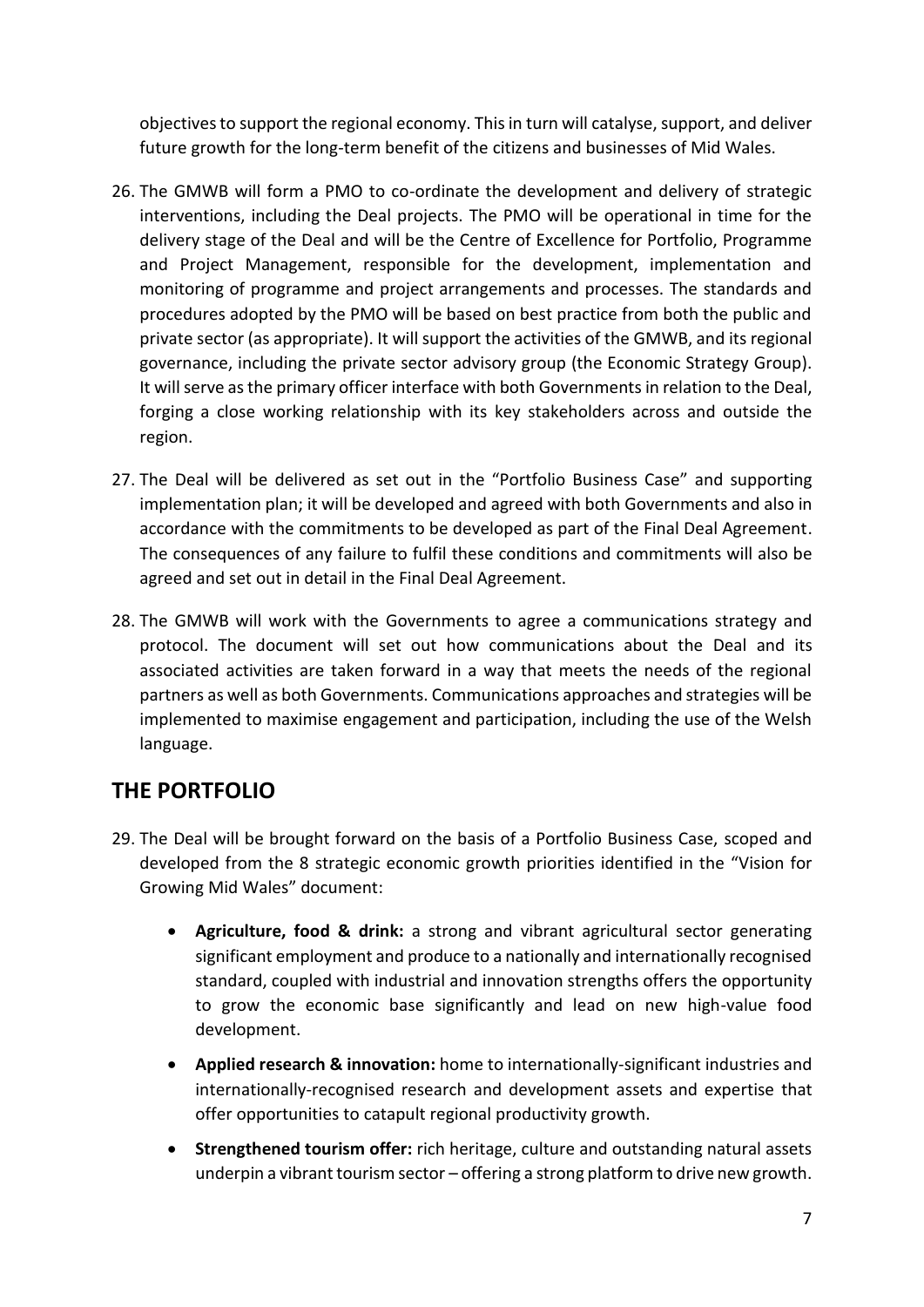objectives to support the regional economy. This in turn will catalyse, support, and deliver future growth for the long-term benefit of the citizens and businesses of Mid Wales.

26. The GMWB will form a PMO to co-ordinate the development and delivery of strategic interventions, including the Deal projects. The PMO will be operational in time for the delivery stage of the Deal and will be the Centre of Excellence for Portfolio, Programme and Project Management, responsible for the development, implementation and monitoring of programme and project arrangements and processes. The standards and procedures adopted by the PMO will be based on best practice from both the public and private sector (as appropriate). It will support the activities of the GMWB, and its regional governance, including the private sector advisory group (the Economic Strategy Group). It will serve as the primary officer interface with both Governments in relation to the Deal, forging a close working relationship with its key stakeholders across and outside the region.

27. The Deal will be delivered as set out in the "Portfolio Business Case" and supporting implementation plan; it will be developed and agreed with both Governments and also in accordance with the commitments to be developed as part of the Final Deal Agreement. The consequences of any failure to fulfil these conditions and commitments will also be agreed and set out in detail in the Final Deal Agreement.

28. The GMWB will work with the Governments to agree a communications strategy and protocol. The document will set out how communications about the Deal and its associated activities are taken forward in a way that meets the needs of the regional partners as well as both Governments. Communications approaches and strategies will be implemented to maximise engagement and participation, including the use of the Welsh language.

## THE PORTFOLIO

29. The Deal will be brought forward on the basis of a Portfolio Business Case, scoped and developed from the 8 strategic economic growth priorities identified in the "Vision for Growing Mid Wales" document:

    - **Agriculture, food & drink:** a strong and vibrant agricultural sector generating significant employment and produce to a nationally and internationally recognised standard, coupled with industrial and innovation strengths offers the opportunity to grow the economic base significantly and lead on new high-value food development.
    - **Applied research & innovation:** home to internationally-significant industries and internationally-recognised research and development assets and expertise that offer opportunities to catapult regional productivity growth.
    - **Strengthened tourism offer:** rich heritage, culture and outstanding natural assets underpin a vibrant tourism sector – offering a strong platform to drive new growth.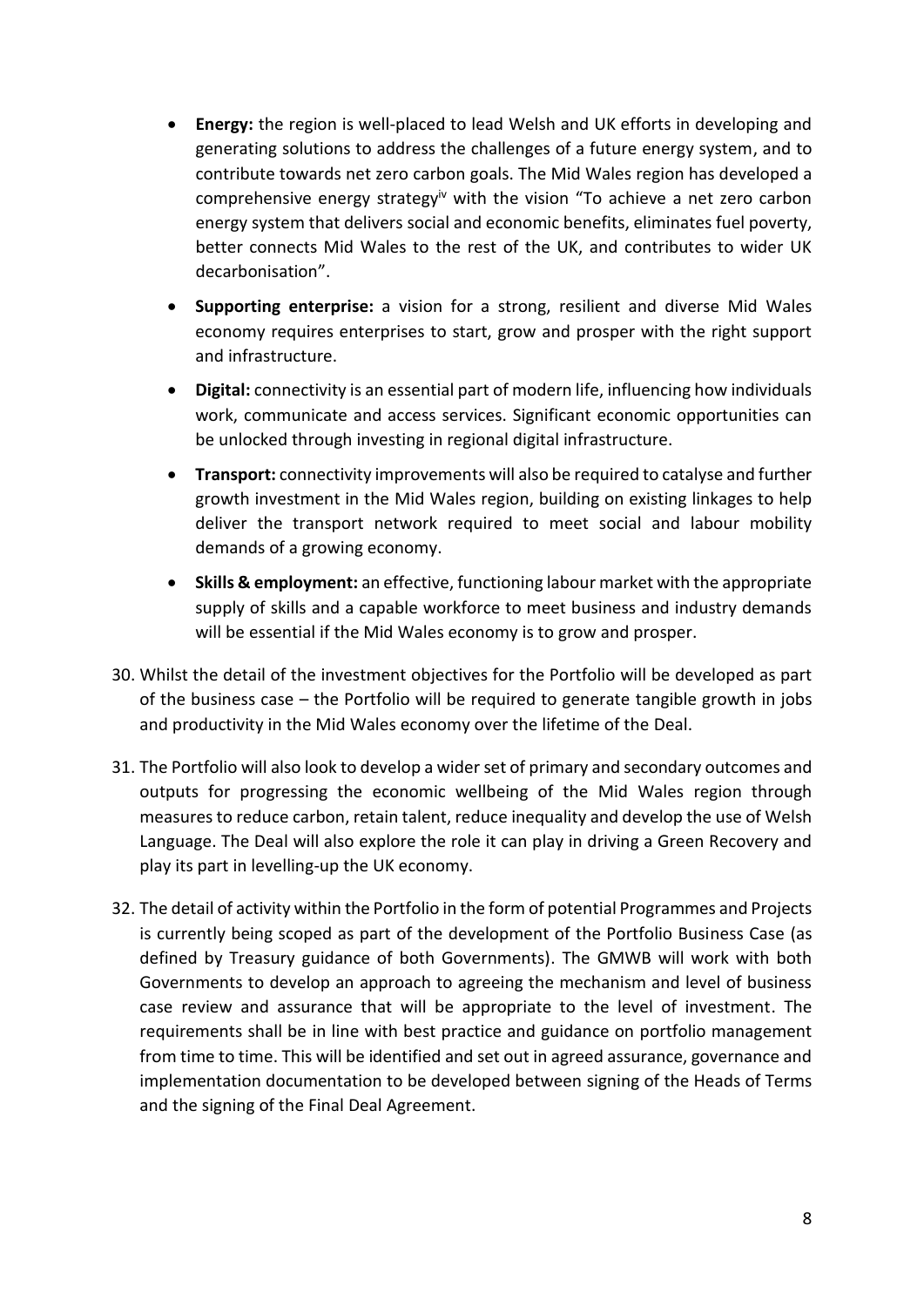- **Energy:** the region is well-placed to lead Welsh and UK efforts in developing and generating solutions to address the challenges of a future energy system, and to contribute towards net zero carbon goals. The Mid Wales region has developed a comprehensive energy strategy[iv] with the vision "To achieve a net zero carbon energy system that delivers social and economic benefits, eliminates fuel poverty, better connects Mid Wales to the rest of the UK, and contributes to wider UK decarbonisation".
- **Supporting enterprise:** a vision for a strong, resilient and diverse Mid Wales economy requires enterprises to start, grow and prosper with the right support and infrastructure.
- **Digital:** connectivity is an essential part of modern life, influencing how individuals work, communicate and access services. Significant economic opportunities can be unlocked through investing in regional digital infrastructure.
- **Transport:** connectivity improvements will also be required to catalyse and further growth investment in the Mid Wales region, building on existing linkages to help deliver the transport network required to meet social and labour mobility demands of a growing economy.
- **Skills & employment:** an effective, functioning labour market with the appropriate supply of skills and a capable workforce to meet business and industry demands will be essential if the Mid Wales economy is to grow and prosper.

30. Whilst the detail of the investment objectives for the Portfolio will be developed as part of the business case – the Portfolio will be required to generate tangible growth in jobs and productivity in the Mid Wales economy over the lifetime of the Deal.

31. The Portfolio will also look to develop a wider set of primary and secondary outcomes and outputs for progressing the economic wellbeing of the Mid Wales region through measures to reduce carbon, retain talent, reduce inequality and develop the use of Welsh Language. The Deal will also explore the role it can play in driving a Green Recovery and play its part in levelling-up the UK economy.

32. The detail of activity within the Portfolio in the form of potential Programmes and Projects is currently being scoped as part of the development of the Portfolio Business Case (as defined by Treasury guidance of both Governments). The GMWB will work with both Governments to develop an approach to agreeing the mechanism and level of business case review and assurance that will be appropriate to the level of investment. The requirements shall be in line with best practice and guidance on portfolio management from time to time. This will be identified and set out in agreed assurance, governance and implementation documentation to be developed between signing of the Heads of Terms and the signing of the Final Deal Agreement.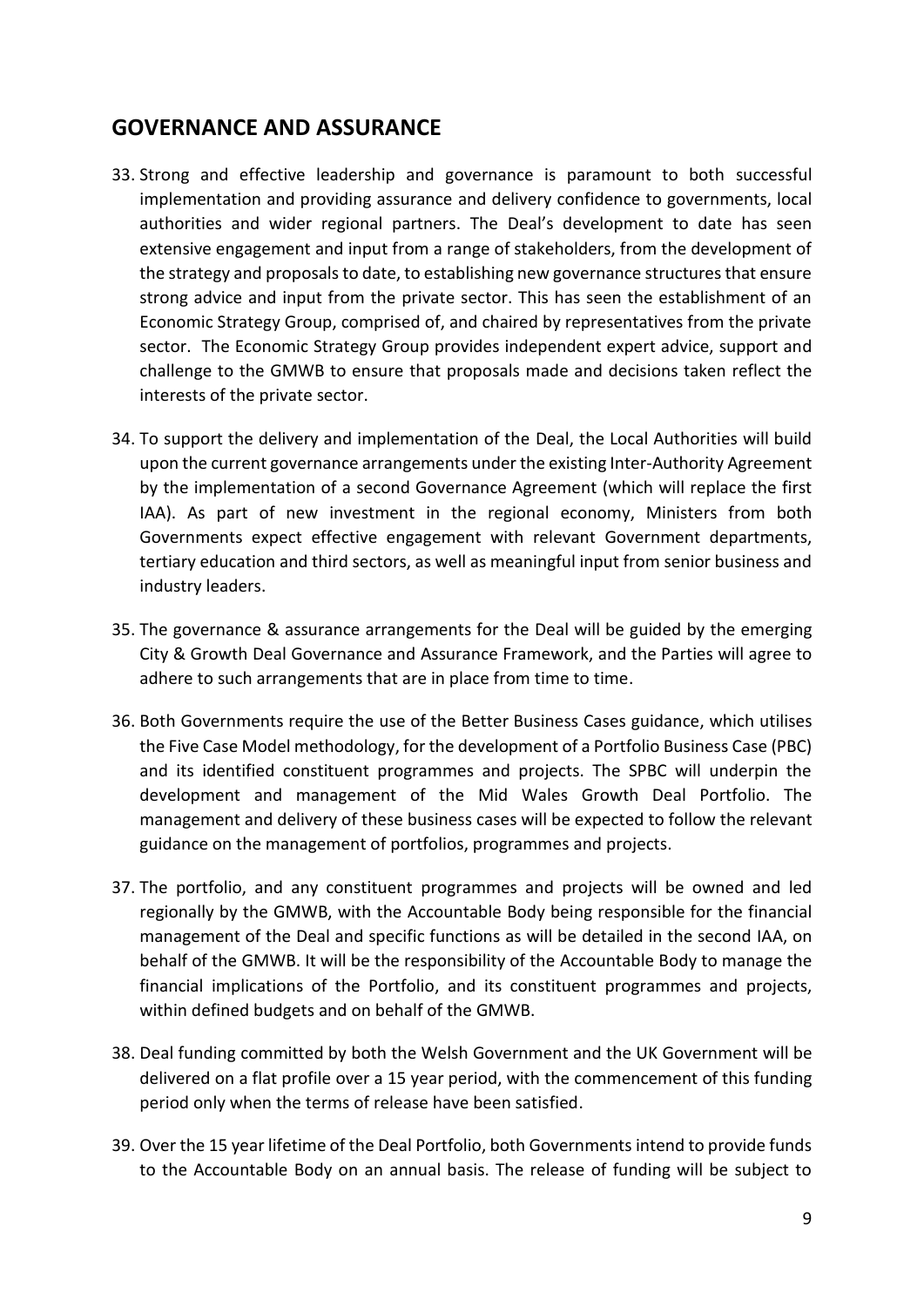## GOVERNANCE AND ASSURANCE

33. Strong and effective leadership and governance is paramount to both successful implementation and providing assurance and delivery confidence to governments, local authorities and wider regional partners. The Deal's development to date has seen extensive engagement and input from a range of stakeholders, from the development of the strategy and proposals to date, to establishing new governance structures that ensure strong advice and input from the private sector. This has seen the establishment of an Economic Strategy Group, comprised of, and chaired by representatives from the private sector. The Economic Strategy Group provides independent expert advice, support and challenge to the GMWB to ensure that proposals made and decisions taken reflect the interests of the private sector.

34. To support the delivery and implementation of the Deal, the Local Authorities will build upon the current governance arrangements under the existing Inter-Authority Agreement by the implementation of a second Governance Agreement (which will replace the first IAA). As part of new investment in the regional economy, Ministers from both Governments expect effective engagement with relevant Government departments, tertiary education and third sectors, as well as meaningful input from senior business and industry leaders.

35. The governance & assurance arrangements for the Deal will be guided by the emerging City & Growth Deal Governance and Assurance Framework, and the Parties will agree to adhere to such arrangements that are in place from time to time.

36. Both Governments require the use of the Better Business Cases guidance, which utilises the Five Case Model methodology, for the development of a Portfolio Business Case (PBC) and its identified constituent programmes and projects. The SPBC will underpin the development and management of the Mid Wales Growth Deal Portfolio. The management and delivery of these business cases will be expected to follow the relevant guidance on the management of portfolios, programmes and projects.

37. The portfolio, and any constituent programmes and projects will be owned and led regionally by the GMWB, with the Accountable Body being responsible for the financial management of the Deal and specific functions as will be detailed in the second IAA, on behalf of the GMWB. It will be the responsibility of the Accountable Body to manage the financial implications of the Portfolio, and its constituent programmes and projects, within defined budgets and on behalf of the GMWB.

38. Deal funding committed by both the Welsh Government and the UK Government will be delivered on a flat profile over a 15 year period, with the commencement of this funding period only when the terms of release have been satisfied.

39. Over the 15 year lifetime of the Deal Portfolio, both Governments intend to provide funds to the Accountable Body on an annual basis. The release of funding will be subject to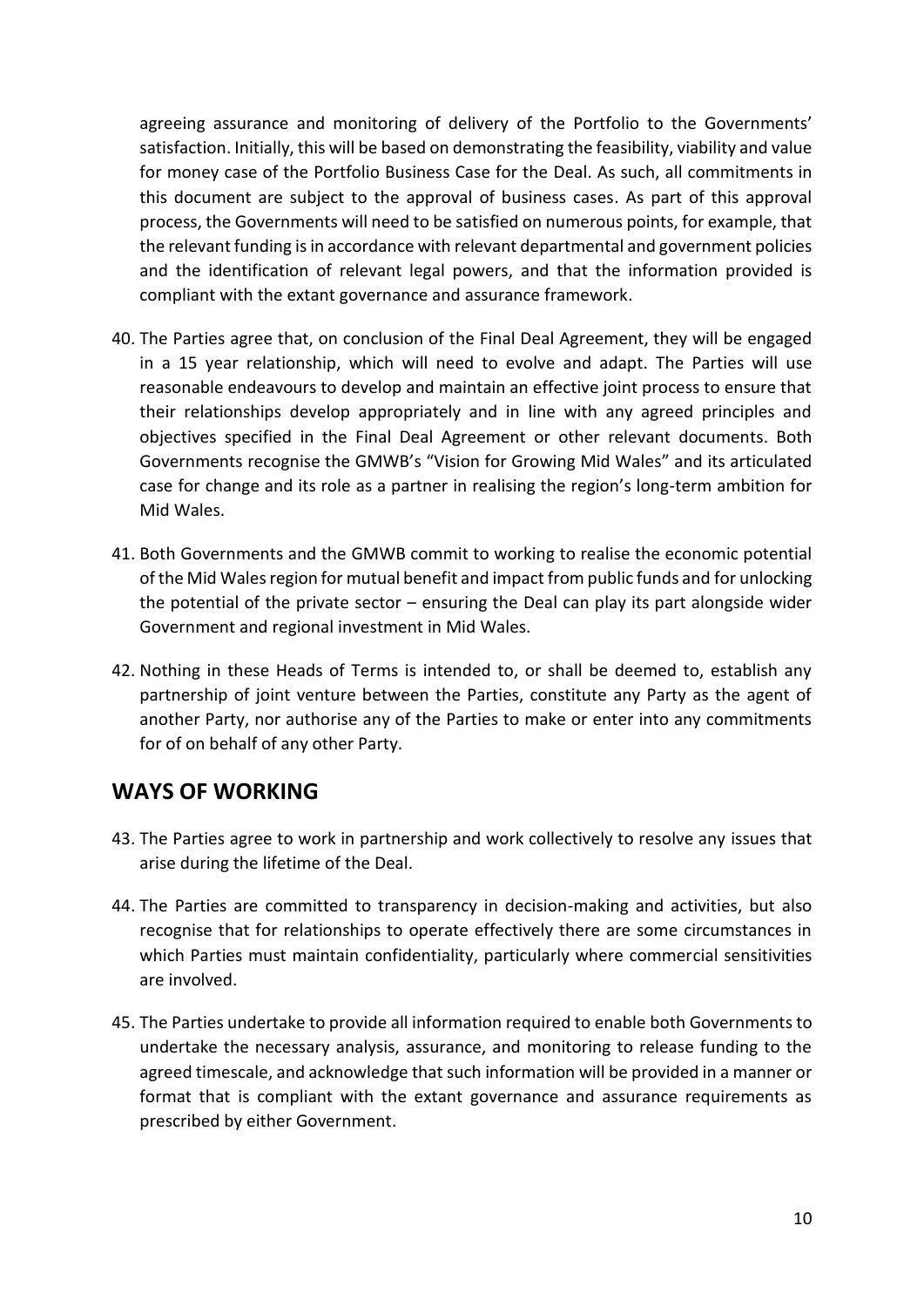agreeing assurance and monitoring of delivery of the Portfolio to the Governments' satisfaction. Initially, this will be based on demonstrating the feasibility, viability and value for money case of the Portfolio Business Case for the Deal. As such, all commitments in this document are subject to the approval of business cases. As part of this approval process, the Governments will need to be satisfied on numerous points, for example, that the relevant funding is in accordance with relevant departmental and government policies and the identification of relevant legal powers, and that the information provided is compliant with the extant governance and assurance framework.

40. The Parties agree that, on conclusion of the Final Deal Agreement, they will be engaged in a 15 year relationship, which will need to evolve and adapt. The Parties will use reasonable endeavours to develop and maintain an effective joint process to ensure that their relationships develop appropriately and in line with any agreed principles and objectives specified in the Final Deal Agreement or other relevant documents. Both Governments recognise the GMWB's "Vision for Growing Mid Wales" and its articulated case for change and its role as a partner in realising the region's long-term ambition for Mid Wales.

41. Both Governments and the GMWB commit to working to realise the economic potential of the Mid Wales region for mutual benefit and impact from public funds and for unlocking the potential of the private sector – ensuring the Deal can play its part alongside wider Government and regional investment in Mid Wales.

42. Nothing in these Heads of Terms is intended to, or shall be deemed to, establish any partnership of joint venture between the Parties, constitute any Party as the agent of another Party, nor authorise any of the Parties to make or enter into any commitments for of on behalf of any other Party.

## WAYS OF WORKING

43. The Parties agree to work in partnership and work collectively to resolve any issues that arise during the lifetime of the Deal.

44. The Parties are committed to transparency in decision-making and activities, but also recognise that for relationships to operate effectively there are some circumstances in which Parties must maintain confidentiality, particularly where commercial sensitivities are involved.

45. The Parties undertake to provide all information required to enable both Governments to undertake the necessary analysis, assurance, and monitoring to release funding to the agreed timescale, and acknowledge that such information will be provided in a manner or format that is compliant with the extant governance and assurance requirements as prescribed by either Government.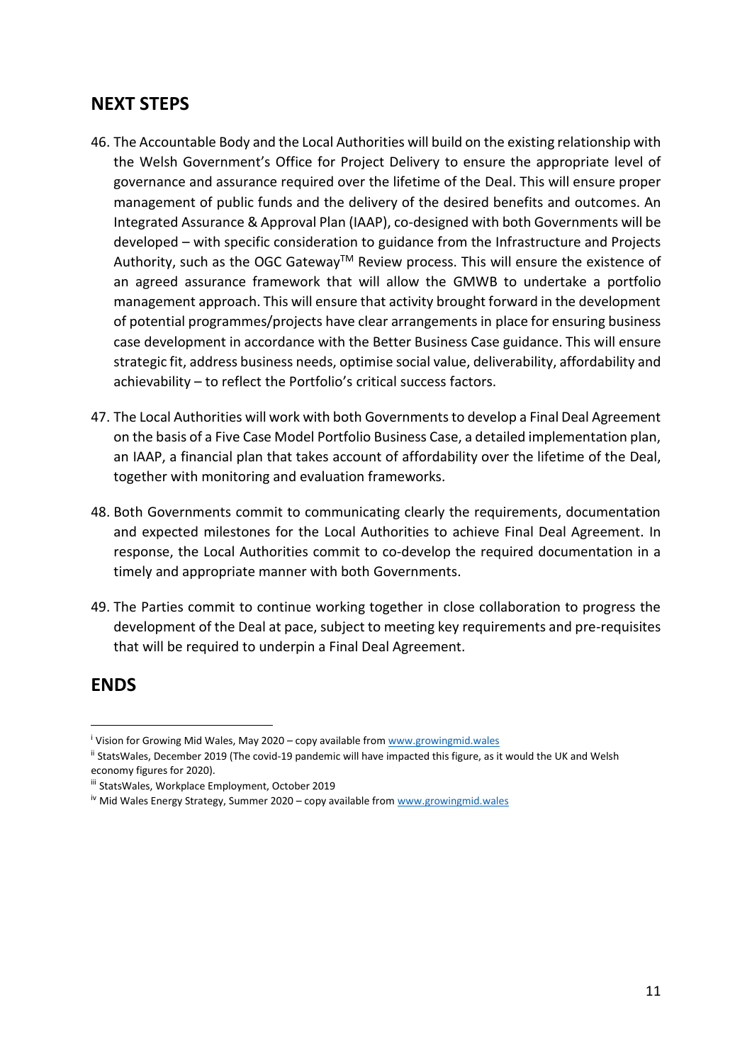## NEXT STEPS

46. The Accountable Body and the Local Authorities will build on the existing relationship with the Welsh Government's Office for Project Delivery to ensure the appropriate level of governance and assurance required over the lifetime of the Deal. This will ensure proper management of public funds and the delivery of the desired benefits and outcomes. An Integrated Assurance & Approval Plan (IAAP), co-designed with both Governments will be developed – with specific consideration to guidance from the Infrastructure and Projects Authority, such as the OGC Gateway™ Review process. This will ensure the existence of an agreed assurance framework that will allow the GMWB to undertake a portfolio management approach. This will ensure that activity brought forward in the development of potential programmes/projects have clear arrangements in place for ensuring business case development in accordance with the Better Business Case guidance. This will ensure strategic fit, address business needs, optimise social value, deliverability, affordability and achievability – to reflect the Portfolio's critical success factors.

47. The Local Authorities will work with both Governments to develop a Final Deal Agreement on the basis of a Five Case Model Portfolio Business Case, a detailed implementation plan, an IAAP, a financial plan that takes account of affordability over the lifetime of the Deal, together with monitoring and evaluation frameworks.

48. Both Governments commit to communicating clearly the requirements, documentation and expected milestones for the Local Authorities to achieve Final Deal Agreement. In response, the Local Authorities commit to co-develop the required documentation in a timely and appropriate manner with both Governments.

49. The Parties commit to continue working together in close collaboration to progress the development of the Deal at pace, subject to meeting key requirements and pre-requisites that will be required to underpin a Final Deal Agreement.

## ENDS

---

[i] Vision for Growing Mid Wales, May 2020 – copy available from www.growingmid.wales

[ii] StatsWales, December 2019 (The covid-19 pandemic will have impacted this figure, as it would the UK and Welsh economy figures for 2020).

[iii] StatsWales, Workplace Employment, October 2019

[iv] Mid Wales Energy Strategy, Summer 2020 – copy available from www.growingmid.wales